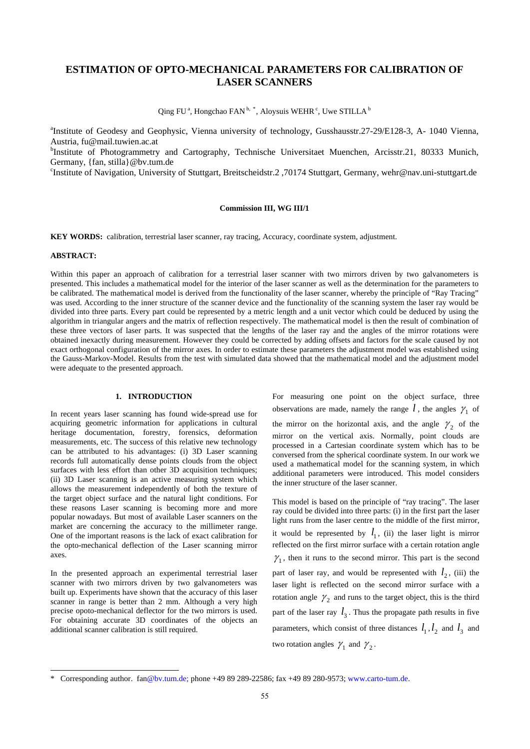# ESTIMATION OF OPTO-MECHANICAL PARAMETERS FOR CALIBRATION OF LASER SCANNERS

Qing FU [a], Hongchao FAN [b, *], Aloysuis WEHR [c], Uwe STILLA [b]

[a]Institute of Geodesy and Geophysic, Vienna university of technology, Gusshausstr.27-29/E128-3, A- 1040 Vienna, Austria, fu@mail.tuwien.ac.at

[b]Institute of Photogrammetry and Cartography, Technische Universitaet Muenchen, Arcisstr.21, 80333 Munich, Germany, {fan, stilla}@bv.tum.de

[c]Institute of Navigation, University of Stuttgart, Breitscheidstr.2 ,70174 Stuttgart, Germany, wehr@nav.uni-stuttgart.de

**Commission III, WG III/1**

**KEY WORDS:** calibration, terrestrial laser scanner, ray tracing, Accuracy, coordinate system, adjustment.

**ABSTRACT:**

Within this paper an approach of calibration for a terrestrial laser scanner with two mirrors driven by two galvanometers is presented. This includes a mathematical model for the interior of the laser scanner as well as the determination for the parameters to be calibrated. The mathematical model is derived from the functionality of the laser scanner, whereby the principle of "Ray Tracing" was used. According to the inner structure of the scanner device and the functionality of the scanning system the laser ray would be divided into three parts. Every part could be represented by a metric length and a unit vector which could be deduced by using the algorithm in triangular angers and the matrix of reflection respectively. The mathematical model is then the result of combination of these three vectors of laser parts. It was suspected that the lengths of the laser ray and the angles of the mirror rotations were obtained inexactly during measurement. However they could be corrected by adding offsets and factors for the scale caused by not exact orthogonal configuration of the mirror axes. In order to estimate these parameters the adjustment model was established using the Gauss-Markov-Model. Results from the test with simulated data showed that the mathematical model and the adjustment model were adequate to the presented approach.

## 1. INTRODUCTION

In recent years laser scanning has found wide-spread use for acquiring geometric information for applications in cultural heritage documentation, forestry, forensics, deformation measurements, etc. The success of this relative new technology can be attributed to his advantages: (i) 3D Laser scanning records full automatically dense points clouds from the object surfaces with less effort than other 3D acquisition techniques; (ii) 3D Laser scanning is an active measuring system which allows the measurement independently of both the texture of the target object surface and the natural light conditions. For these reasons Laser scanning is becoming more and more popular nowadays. But most of available Laser scanners on the market are concerning the accuracy to the millimeter range. One of the important reasons is the lack of exact calibration for the opto-mechanical deflection of the Laser scanning mirror axes.

In the presented approach an experimental terrestrial laser scanner with two mirrors driven by two galvanometers was built up. Experiments have shown that the accuracy of this laser scanner in range is better than 2 mm. Although a very high precise opoto-mechanical deflector for the two mirrors is used. For obtaining accurate 3D coordinates of the objects an additional scanner calibration is still required.

For measuring one point on the object surface, three observations are made, namely the range $l$, the angles $\gamma_1$ of the mirror on the horizontal axis, and the angle $\gamma_2$ of the mirror on the vertical axis. Normally, point clouds are processed in a Cartesian coordinate system which has to be conversed from the spherical coordinate system. In our work we used a mathematical model for the scanning system, in which additional parameters were introduced. This model considers the inner structure of the laser scanner.

This model is based on the principle of "ray tracing". The laser ray could be divided into three parts: (i) in the first part the laser light runs from the laser centre to the middle of the first mirror, it would be represented by $l_1$, (ii) the laser light is mirror reflected on the first mirror surface with a certain rotation angle $\gamma_1$, then it runs to the second mirror. This part is the second part of laser ray, and would be represented with $l_2$, (iii) the laser light is reflected on the second mirror surface with a rotation angle $\gamma_2$ and runs to the target object, this is the third part of the laser ray $l_3$. Thus the propagate path results in five parameters, which consist of three distances $l_1, l_2$ and $l_3$ and two rotation angles $\gamma_1$ and $\gamma_2$.

* Corresponding author. fan@bv.tum.de; phone +49 89 289-22586; fax +49 89 280-9573; www.carto-tum.de.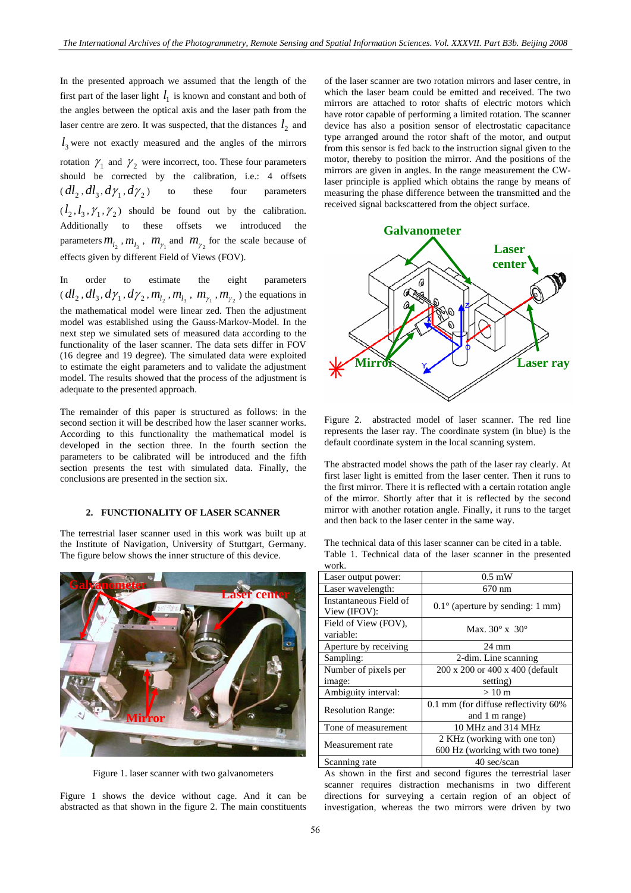In the presented approach we assumed that the length of the first part of the laser light $l_1$ is known and constant and both of the angles between the optical axis and the laser path from the laser centre are zero. It was suspected, that the distances $l_2$ and $l_3$ were not exactly measured and the angles of the mirrors rotation $\gamma_1$ and $\gamma_2$ were incorrect, too. These four parameters should be corrected by the calibration, i.e.: 4 offsets $(dl_2, dl_3, d\gamma_1, d\gamma_2)$ to these four parameters $(l_2, l_3, \gamma_1, \gamma_2)$ should be found out by the calibration. Additionally to these offsets we introduced the parameters $m_{l_2}, m_{l_3}$, $m_{\gamma_1}$ and $m_{\gamma_2}$ for the scale because of effects given by different Field of Views (FOV).

In order to estimate the eight parameters $(dl_2, dl_3, d\gamma_1, d\gamma_2, m_{l_2}, m_{l_3}, m_{\gamma_1}, m_{\gamma_2})$ the equations in the mathematical model were linear zed. Then the adjustment model was established using the Gauss-Markov-Model. In the next step we simulated sets of measured data according to the functionality of the laser scanner. The data sets differ in FOV (16 degree and 19 degree). The simulated data were exploited to estimate the eight parameters and to validate the adjustment model. The results showed that the process of the adjustment is adequate to the presented approach.

The remainder of this paper is structured as follows: in the second section it will be described how the laser scanner works. According to this functionality the mathematical model is developed in the section three. In the fourth section the parameters to be calibrated will be introduced and the fifth section presents the test with simulated data. Finally, the conclusions are presented in the section six.

## 2. FUNCTIONALITY OF LASER SCANNER

The terrestrial laser scanner used in this work was built up at the Institute of Navigation, University of Stuttgart, Germany. The figure below shows the inner structure of this device.

Figure 1. laser scanner with two galvanometers

Figure 1 shows the device without cage. And it can be abstracted as that shown in the figure 2. The main constituents of the laser scanner are two rotation mirrors and laser centre, in which the laser beam could be emitted and received. The two mirrors are attached to rotor shafts of electric motors which have rotor capable of performing a limited rotation. The scanner device has also a position sensor of electrostatic capacitance type arranged around the rotor shaft of the motor, and output from this sensor is fed back to the instruction signal given to the motor, thereby to position the mirror. And the positions of the mirrors are given in angles. In the range measurement the CW-laser principle is applied which obtains the range by means of measuring the phase difference between the transmitted and the received signal backscattered from the object surface.

Figure 2. abstracted model of laser scanner. The red line represents the laser ray. The coordinate system (in blue) is the default coordinate system in the local scanning system.

The abstracted model shows the path of the laser ray clearly. At first laser light is emitted from the laser center. Then it runs to the first mirror. There it is reflected with a certain rotation angle of the mirror. Shortly after that it is reflected by the second mirror with another rotation angle. Finally, it runs to the target and then back to the laser center in the same way.

The technical data of this laser scanner can be cited in a table.

Table 1. Technical data of the laser scanner in the presented work.

| | |
|---|---|
| Laser output power: | 0.5 mW |
| Laser wavelength: | 670 nm |
| Instantaneous Field of View (IFOV): | 0.1° (aperture by sending: 1 mm) |
| Field of View (FOV), variable: | Max. 30° x 30° |
| Aperture by receiving | 24 mm |
| Sampling: | 2-dim. Line scanning |
| Number of pixels per image: | 200 x 200 or 400 x 400 (default setting) |
| Ambiguity interval: | > 10 m |
| Resolution Range: | 0.1 mm (for diffuse reflectivity 60% and 1 m range) |
| Tone of measurement | 10 MHz and 314 MHz |
| Measurement rate | 2 KHz (working with one ton) 600 Hz (working with two tone) |
| Scanning rate | 40 sec/scan |

As shown in the first and second figures the terrestrial laser scanner requires distraction mechanisms in two different directions for surveying a certain region of an object of investigation, whereas the two mirrors were driven by two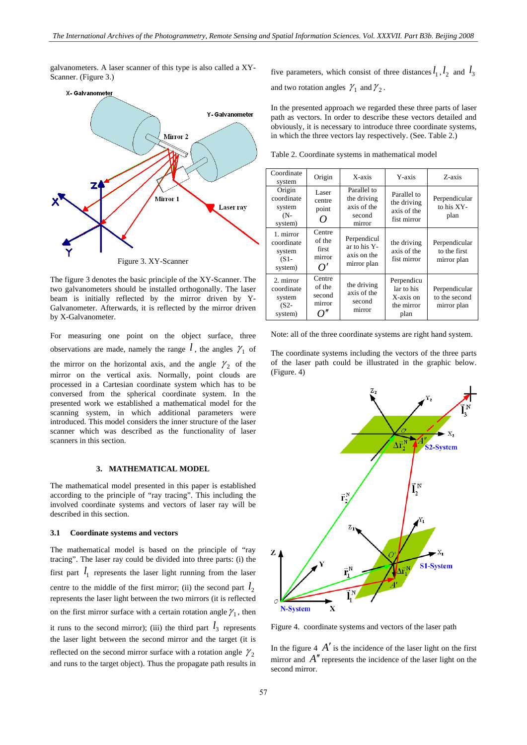galvanometers. A laser scanner of this type is also called a XY-Scanner. (Figure 3.)

Figure 3. XY-Scanner

The figure 3 denotes the basic principle of the XY-Scanner. The two galvanometers should be installed orthogonally. The laser beam is initially reflected by the mirror driven by Y-Galvanometer. Afterwards, it is reflected by the mirror driven by X-Galvanometer.

For measuring one point on the object surface, three observations are made, namely the range $l$, the angles $\gamma_1$ of the mirror on the horizontal axis, and the angle $\gamma_2$ of the mirror on the vertical axis. Normally, point clouds are processed in a Cartesian coordinate system which has to be conversed from the spherical coordinate system. In the presented work we established a mathematical model for the scanning system, in which additional parameters were introduced. This model considers the inner structure of the laser scanner which was described as the functionality of laser scanners in this section.

## 3. MATHEMATICAL MODEL

The mathematical model presented in this paper is established according to the principle of "ray tracing". This including the involved coordinate systems and vectors of laser ray will be described in this section.

### 3.1 Coordinate systems and vectors

The mathematical model is based on the principle of "ray tracing". The laser ray could be divided into three parts: (i) the first part $l_1$ represents the laser light running from the laser centre to the middle of the first mirror; (ii) the second part $l_2$ represents the laser light between the two mirrors (it is reflected on the first mirror surface with a certain rotation angle $\gamma_1$, then it runs to the second mirror); (iii) the third part $l_3$ represents the laser light between the second mirror and the target (it is reflected on the second mirror surface with a rotation angle $\gamma_2$ and runs to the target object). Thus the propagate path results in five parameters, which consist of three distances $l_1$, $l_2$ and $l_3$ and two rotation angles $\gamma_1$ and $\gamma_2$.

In the presented approach we regarded these three parts of laser path as vectors. In order to describe these vectors detailed and obviously, it is necessary to introduce three coordinate systems, in which the three vectors lay respectively. (See. Table 2.)

Table 2. Coordinate systems in mathematical model

| Coordinate system | Origin | X-axis | Y-axis | Z-axis |
|---|---|---|---|---|
| Origin coordinate system (N-system) | Laser centre point $O$ | Parallel to the driving axis of the second mirror | Parallel to the driving axis of the fist mirror | Perpendicular to his XY-plan |
| 1. mirror coordinate system (S1-system) | Centre of the first mirror $O'$ | Perpendicular to his Y-axis on the mirror plan | the driving axis of the fist mirror | Perpendicular to the first mirror plan |
| 2. mirror coordinate system (S2-system) | Centre of the second mirror $O''$ | the driving axis of the second mirror | Perpendicular to his X-axis on the mirror plan | Perpendicular to the second mirror plan |

Note: all of the three coordinate systems are right hand system.

The coordinate systems including the vectors of the three parts of the laser path could be illustrated in the graphic below. (Figure. 4)

Figure 4. coordinate systems and vectors of the laser path

In the figure 4 $A'$ is the incidence of the laser light on the first mirror and $A''$ represents the incidence of the laser light on the second mirror.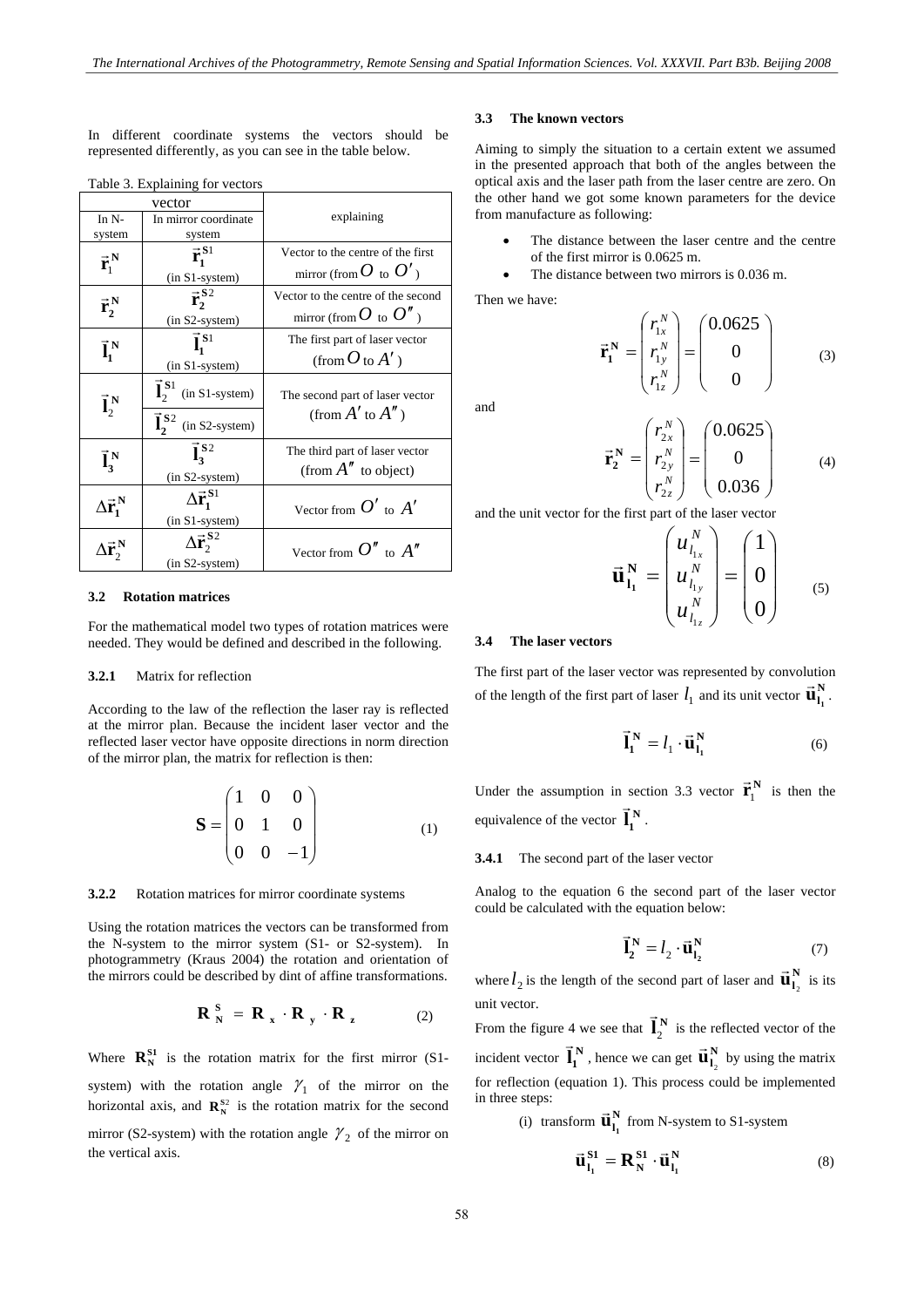In different coordinate systems the vectors should be represented differently, as you can see in the table below.

Table 3. Explaining for vectors

| vector | | explaining |
|---|---|---|
| In N-system | In mirror coordinate system | |
| $\vec{\mathbf{r}}_1^{\mathbf{N}}$ | $\vec{\mathbf{r}}_1^{\mathbf{S}1}$ (in S1-system) | Vector to the centre of the first mirror (from $O$ to $O'$) |
| $\vec{\mathbf{r}}_2^{\mathbf{N}}$ | $\vec{\mathbf{r}}_2^{\mathbf{S}2}$ (in S2-system) | Vector to the centre of the second mirror (from $O$ to $O''$) |
| $\vec{\mathbf{l}}_1^{\mathbf{N}}$ | $\vec{\mathbf{l}}_1^{\mathbf{S}1}$ (in S1-system) | The first part of laser vector (from $O$ to $A'$) |
| $\vec{\mathbf{l}}_2^{\mathbf{N}}$ | $\vec{\mathbf{l}}_2^{\mathbf{S}1}$ (in S1-system); $\vec{\mathbf{l}}_2^{\mathbf{S}2}$ (in S2-system) | The second part of laser vector (from $A'$ to $A''$) |
| $\vec{\mathbf{l}}_3^{\mathbf{N}}$ | $\vec{\mathbf{l}}_3^{\mathbf{S}2}$ (in S2-system) | The third part of laser vector (from $A''$ to object) |
| $\Delta\vec{\mathbf{r}}_1^{\mathbf{N}}$ | $\Delta\vec{\mathbf{r}}_1^{\mathbf{S}1}$ (in S1-system) | Vector from $O'$ to $A'$ |
| $\Delta\vec{\mathbf{r}}_2^{\mathbf{N}}$ | $\Delta\vec{\mathbf{r}}_2^{\mathbf{S}2}$ (in S2-system) | Vector from $O''$ to $A''$ |

### 3.2 Rotation matrices

For the mathematical model two types of rotation matrices were needed. They would be defined and described in the following.

#### 3.2.1 Matrix for reflection

According to the law of the reflection the laser ray is reflected at the mirror plan. Because the incident laser vector and the reflected laser vector have opposite directions in norm direction of the mirror plan, the matrix for reflection is then:

$$\mathbf{S} = \begin{pmatrix} 1 & 0 & 0 \\ 0 & 1 & 0 \\ 0 & 0 & -1 \end{pmatrix} \tag{1}$$

#### 3.2.2 Rotation matrices for mirror coordinate systems

Using the rotation matrices the vectors can be transformed from the N-system to the mirror system (S1- or S2-system). In photogrammetry (Kraus 2004) the rotation and orientation of the mirrors could be described by dint of affine transformations.

$$\mathbf{R}_{\mathbf{N}}^{\mathbf{S}} = \mathbf{R}_{\mathbf{x}} \cdot \mathbf{R}_{\mathbf{y}} \cdot \mathbf{R}_{\mathbf{z}} \tag{2}$$

Where $\mathbf{R}_{\mathbf{N}}^{\mathbf{S1}}$ is the rotation matrix for the first mirror (S1-system) with the rotation angle $\gamma_1$ of the mirror on the horizontal axis, and $\mathbf{R}_{\mathbf{N}}^{\mathbf{S}2}$ is the rotation matrix for the second mirror (S2-system) with the rotation angle $\gamma_2$ of the mirror on the vertical axis.

### 3.3 The known vectors

Aiming to simply the situation to a certain extent we assumed in the presented approach that both of the angles between the optical axis and the laser path from the laser centre are zero. On the other hand we got some known parameters for the device from manufacture as following:

- The distance between the laser centre and the centre of the first mirror is 0.0625 m.
- The distance between two mirrors is 0.036 m.

Then we have:

$$\vec{\mathbf{r}}_1^{\mathbf{N}} = \begin{pmatrix} r_{1x}^N \\ r_{1y}^N \\ r_{1z}^N \end{pmatrix} = \begin{pmatrix} 0.0625 \\ 0 \\ 0 \end{pmatrix} \tag{3}$$

and

$$\vec{\mathbf{r}}_2^{\mathbf{N}} = \begin{pmatrix} r_{2x}^N \\ r_{2y}^N \\ r_{2z}^N \end{pmatrix} = \begin{pmatrix} 0.0625 \\ 0 \\ 0.036 \end{pmatrix} \tag{4}$$

and the unit vector for the first part of the laser vector

$$\vec{\mathbf{u}}_{\mathbf{l}_1}^{\mathbf{N}} = \begin{pmatrix} u_{l_{1x}}^N \\ u_{l_{1y}}^N \\ u_{l_{1z}}^N \end{pmatrix} = \begin{pmatrix} 1 \\ 0 \\ 0 \end{pmatrix} \tag{5}$$

### 3.4 The laser vectors

The first part of the laser vector was represented by convolution of the length of the first part of laser $l_1$ and its unit vector $\vec{\mathbf{u}}_{\mathbf{l}_1}^{\mathbf{N}}$.

$$\vec{\mathbf{l}}_1^{\mathbf{N}} = l_1 \cdot \vec{\mathbf{u}}_{\mathbf{l}_1}^{\mathbf{N}} \tag{6}$$

Under the assumption in section 3.3 vector $\vec{\mathbf{r}}_1^{\mathbf{N}}$ is then the equivalence of the vector $\vec{\mathbf{l}}_1^{\mathbf{N}}$.

#### 3.4.1 The second part of the laser vector

Analog to the equation 6 the second part of the laser vector could be calculated with the equation below:

$$\vec{\mathbf{l}}_2^{\mathbf{N}} = l_2 \cdot \vec{\mathbf{u}}_{\mathbf{l}_2}^{\mathbf{N}} \tag{7}$$

where $l_2$ is the length of the second part of laser and $\vec{\mathbf{u}}_{\mathbf{l}_2}^{\mathbf{N}}$ is its unit vector.

From the figure 4 we see that $\vec{\mathbf{l}}_2^{\mathbf{N}}$ is the reflected vector of the incident vector $\vec{\mathbf{l}}_1^{\mathbf{N}}$, hence we can get $\vec{\mathbf{u}}_{\mathbf{l}_2}^{\mathbf{N}}$ by using the matrix for reflection (equation 1). This process could be implemented in three steps:

(i) transform $\vec{\mathbf{u}}_{\mathbf{l}_1}^{\mathbf{N}}$ from N-system to S1-system

$$\vec{\mathbf{u}}_{\mathbf{l}_1}^{\mathbf{S1}} = \mathbf{R}_{\mathbf{N}}^{\mathbf{S1}} \cdot \vec{\mathbf{u}}_{\mathbf{l}_1}^{\mathbf{N}} \tag{8}$$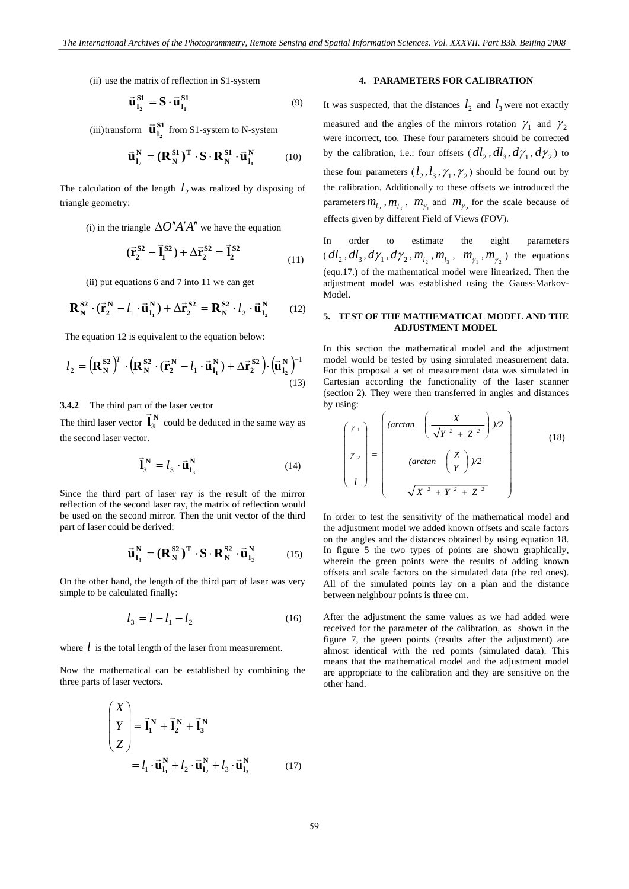(ii) use the matrix of reflection in S1-system

$$\vec{\mathbf{u}}_{\mathbf{l}_2}^{\mathbf{S1}} = \mathbf{S} \cdot \vec{\mathbf{u}}_{\mathbf{l}_1}^{\mathbf{S1}} \tag{9}$$

(iii) transform $\vec{\mathbf{u}}_{\mathbf{l}_2}^{\mathbf{S1}}$ from S1-system to N-system

$$\vec{\mathbf{u}}_{\mathbf{l}_2}^{\mathbf{N}} = (\mathbf{R}_{\mathbf{N}}^{\mathbf{S1}})^{\mathbf{T}} \cdot \mathbf{S} \cdot \mathbf{R}_{\mathbf{N}}^{\mathbf{S1}} \cdot \vec{\mathbf{u}}_{\mathbf{l}_1}^{\mathbf{N}} \tag{10}$$

The calculation of the length $l_2$ was realized by disposing of triangle geometry:

(i) in the triangle $\Delta O''A'A''$ we have the equation

$$(\vec{\mathbf{r}}_{\mathbf{2}}^{\mathbf{S2}} - \vec{\mathbf{l}}_{\mathbf{1}}^{\mathbf{S2}}) + \Delta\vec{\mathbf{r}}_{\mathbf{2}}^{\mathbf{S2}} = \vec{\mathbf{l}}_{\mathbf{2}}^{\mathbf{S2}} \tag{11}$$

(ii) put equations 6 and 7 into 11 we can get

$$\mathbf{R}_{\mathbf{N}}^{\mathbf{S2}} \cdot (\vec{\mathbf{r}}_{\mathbf{2}}^{\mathbf{N}} - l_1 \cdot \vec{\mathbf{u}}_{\mathbf{l}_1}^{\mathbf{N}}) + \Delta\vec{\mathbf{r}}_{\mathbf{2}}^{\mathbf{S2}} = \mathbf{R}_{\mathbf{N}}^{\mathbf{S2}} \cdot l_2 \cdot \vec{\mathbf{u}}_{\mathbf{l}_2}^{\mathbf{N}} \tag{12}$$

The equation 12 is equivalent to the equation below:

$$l_2 = \left(\mathbf{R}_{\mathbf{N}}^{\mathbf{S2}}\right)^T \cdot \left(\mathbf{R}_{\mathbf{N}}^{\mathbf{S2}} \cdot (\vec{\mathbf{r}}_{\mathbf{2}}^{\mathbf{N}} - l_1 \cdot \vec{\mathbf{u}}_{\mathbf{l}_1}^{\mathbf{N}}) + \Delta\vec{\mathbf{r}}_{\mathbf{2}}^{\mathbf{S2}}\right) \cdot \left(\vec{\mathbf{u}}_{\mathbf{l}_2}^{\mathbf{N}}\right)^{-1} \tag{13}$$

#### 3.4.2 The third part of the laser vector

The third laser vector $\vec{\mathbf{l}}_{\mathbf{3}}^{\mathbf{N}}$ could be deduced in the same way as the second laser vector.

$$\vec{\mathbf{l}}_{3}^{\mathbf{N}} = l_3 \cdot \vec{\mathbf{u}}_{\mathbf{l}_3}^{\mathbf{N}} \tag{14}$$

Since the third part of laser ray is the result of the mirror reflection of the second laser ray, the matrix of reflection would be used on the second mirror. Then the unit vector of the third part of laser could be derived:

$$\vec{\mathbf{u}}_{\mathbf{l}_3}^{\mathbf{N}} = (\mathbf{R}_{\mathbf{N}}^{\mathbf{S2}})^{\mathbf{T}} \cdot \mathbf{S} \cdot \mathbf{R}_{\mathbf{N}}^{\mathbf{S2}} \cdot \vec{\mathbf{u}}_{\mathbf{l}_2}^{\mathbf{N}} \tag{15}$$

On the other hand, the length of the third part of laser was very simple to be calculated finally:

$$l_3 = l - l_1 - l_2 \tag{16}$$

where $l$ is the total length of the laser from measurement.

Now the mathematical can be established by combining the three parts of laser vectors.

$$\begin{pmatrix} X \\ Y \\ Z \end{pmatrix} = \vec{\mathbf{l}}_{\mathbf{1}}^{\mathbf{N}} + \vec{\mathbf{l}}_{\mathbf{2}}^{\mathbf{N}} + \vec{\mathbf{l}}_{\mathbf{3}}^{\mathbf{N}} = l_1 \cdot \vec{\mathbf{u}}_{\mathbf{l}_1}^{\mathbf{N}} + l_2 \cdot \vec{\mathbf{u}}_{\mathbf{l}_2}^{\mathbf{N}} + l_3 \cdot \vec{\mathbf{u}}_{\mathbf{l}_3}^{\mathbf{N}} \tag{17}$$

## 4. PARAMETERS FOR CALIBRATION

It was suspected, that the distances $l_2$ and $l_3$ were not exactly measured and the angles of the mirrors rotation $\gamma_1$ and $\gamma_2$ were incorrect, too. These four parameters should be corrected by the calibration, i.e.: four offsets ($dl_2, dl_3, d\gamma_1, d\gamma_2$) to these four parameters ($l_2, l_3, \gamma_1, \gamma_2$) should be found out by the calibration. Additionally to these offsets we introduced the parameters $m_{l_2}, m_{l_3}$, $m_{\gamma_1}$ and $m_{\gamma_2}$ for the scale because of effects given by different Field of Views (FOV).

In order to estimate the eight parameters ($dl_2, dl_3, d\gamma_1, d\gamma_2, m_{l_2}, m_{l_3}$, $m_{\gamma_1}, m_{\gamma_2}$) the equations (equ.17.) of the mathematical model were linearized. Then the adjustment model was established using the Gauss-Markov-Model.

## 5. TEST OF THE MATHEMATICAL MODEL AND THE ADJUSTMENT MODEL

In this section the mathematical model and the adjustment model would be tested by using simulated measurement data. For this proposal a set of measurement data was simulated in Cartesian according the functionality of the laser scanner (section 2). They were then transferred in angles and distances by using:

$$\begin{pmatrix} \gamma_1 \\ \gamma_2 \\ l \end{pmatrix} = \begin{pmatrix} (arctan\left(\dfrac{X}{\sqrt{Y^2 + Z^2}}\right))/2 \\ (arctan\left(\dfrac{Z}{Y}\right))/2 \\ \sqrt{X^2 + Y^2 + Z^2} \end{pmatrix} \tag{18}$$

In order to test the sensitivity of the mathematical model and the adjustment model we added known offsets and scale factors on the angles and the distances obtained by using equation 18. In figure 5 the two types of points are shown graphically, wherein the green points were the results of adding known offsets and scale factors on the simulated data (the red ones). All of the simulated points lay on a plan and the distance between neighbour points is three cm.

After the adjustment the same values as we had added were received for the parameter of the calibration, as shown in the figure 7, the green points (results after the adjustment) are almost identical with the red points (simulated data). This means that the mathematical model and the adjustment model are appropriate to the calibration and they are sensitive on the other hand.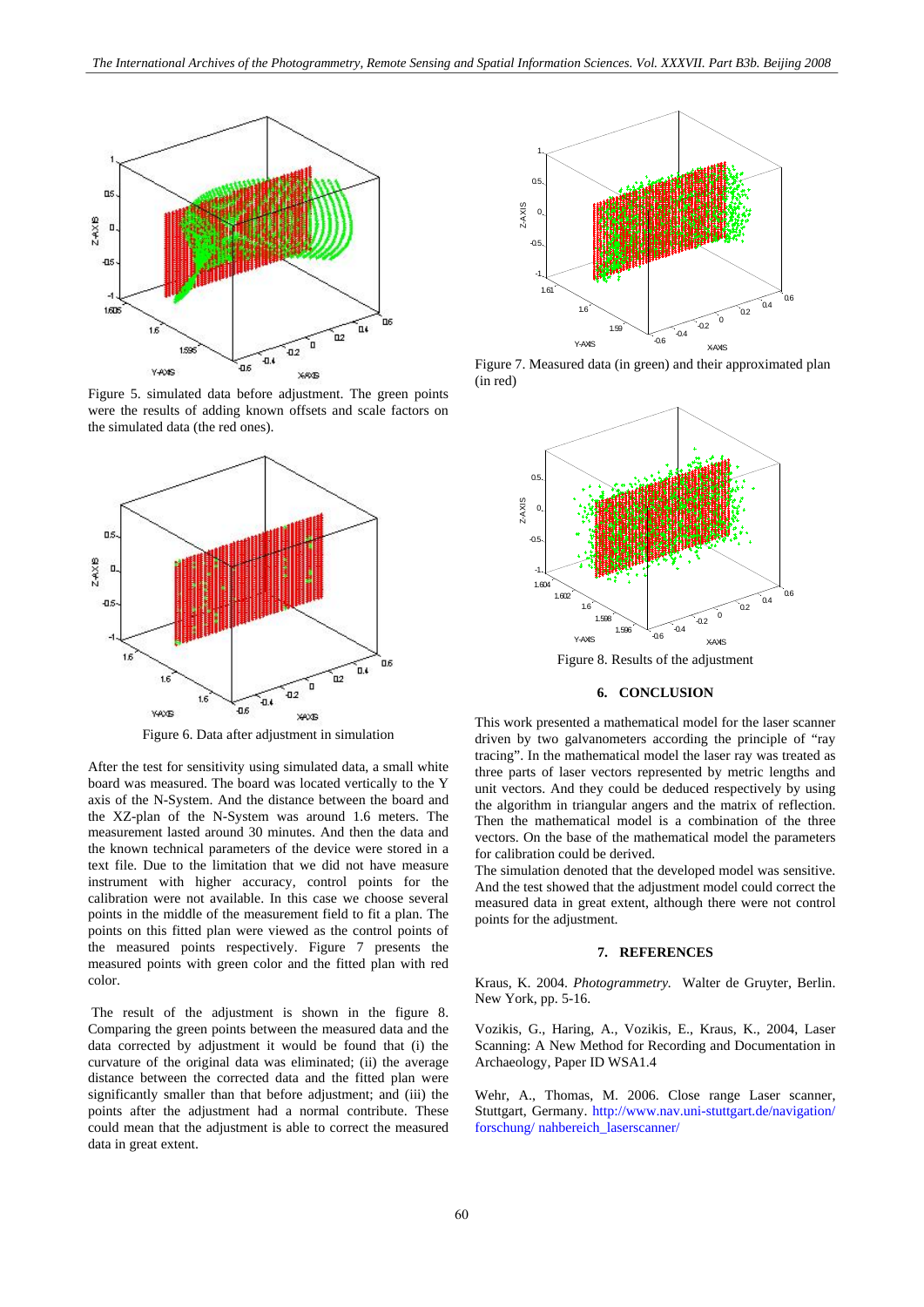Z-AXIS
1
0.5
0
-0.5
-1
1.605
1.6
1.595
Y-AXIS
-0.6
-0.4
-0.2
0
0.2
0.4
0.6
X-AXIS

Figure 5. simulated data before adjustment. The green points were the results of adding known offsets and scale factors on the simulated data (the red ones).

Z-AXIS
0.5
0
-0.5
-1
1.6
1.6
1.6
Y-AXIS
-0.6
-0.4
-0.2
0
0.2
0.4
0.6
X-AXIS

Figure 6. Data after adjustment in simulation

After the test for sensitivity using simulated data, a small white board was measured. The board was located vertically to the Y axis of the N-System. And the distance between the board and the XZ-plan of the N-System was around 1.6 meters. The measurement lasted around 30 minutes. And then the data and the known technical parameters of the device were stored in a text file. Due to the limitation that we did not have measure instrument with higher accuracy, control points for the calibration were not available. In this case we choose several points in the middle of the measurement field to fit a plan. The points on this fitted plan were viewed as the control points of the measured points respectively. Figure 7 presents the measured points with green color and the fitted plan with red color.

The result of the adjustment is shown in the figure 8. Comparing the green points between the measured data and the data corrected by adjustment it would be found that (i) the curvature of the original data was eliminated; (ii) the average distance between the corrected data and the fitted plan were significantly smaller than that before adjustment; and (iii) the points after the adjustment had a normal contribute. These could mean that the adjustment is able to correct the measured data in great extent.

Z-AXIS
1
0.5
0
-0.5
-1
1.61
1.6
1.59
Y-AXIS
-0.6
-0.4
-0.2
0
0.2
0.4
0.6
X-AXIS

Figure 7. Measured data (in green) and their approximated plan (in red)

Z-AXIS
0.5
0
-0.5
-1
1.604
1.602
1.6
1.598
1.596
Y-AXIS
-0.6
-0.4
-0.2
0
0.2
0.4
0.6
X-AXIS

Figure 8. Results of the adjustment

## 6. CONCLUSION

This work presented a mathematical model for the laser scanner driven by two galvanometers according the principle of "ray tracing". In the mathematical model the laser ray was treated as three parts of laser vectors represented by metric lengths and unit vectors. And they could be deduced respectively by using the algorithm in triangular angers and the matrix of reflection. Then the mathematical model is a combination of the three vectors. On the base of the mathematical model the parameters for calibration could be derived.

The simulation denoted that the developed model was sensitive. And the test showed that the adjustment model could correct the measured data in great extent, although there were not control points for the adjustment.

## 7. REFERENCES

Kraus, K. 2004. *Photogrammetry.* Walter de Gruyter, Berlin. New York, pp. 5-16.

Vozikis, G., Haring, A., Vozikis, E., Kraus, K., 2004, Laser Scanning: A New Method for Recording and Documentation in Archaeology, Paper ID WSA1.4

Wehr, A., Thomas, M. 2006. Close range Laser scanner, Stuttgart, Germany. http://www.nav.uni-stuttgart.de/navigation/forschung/ nahbereich_laserscanner/